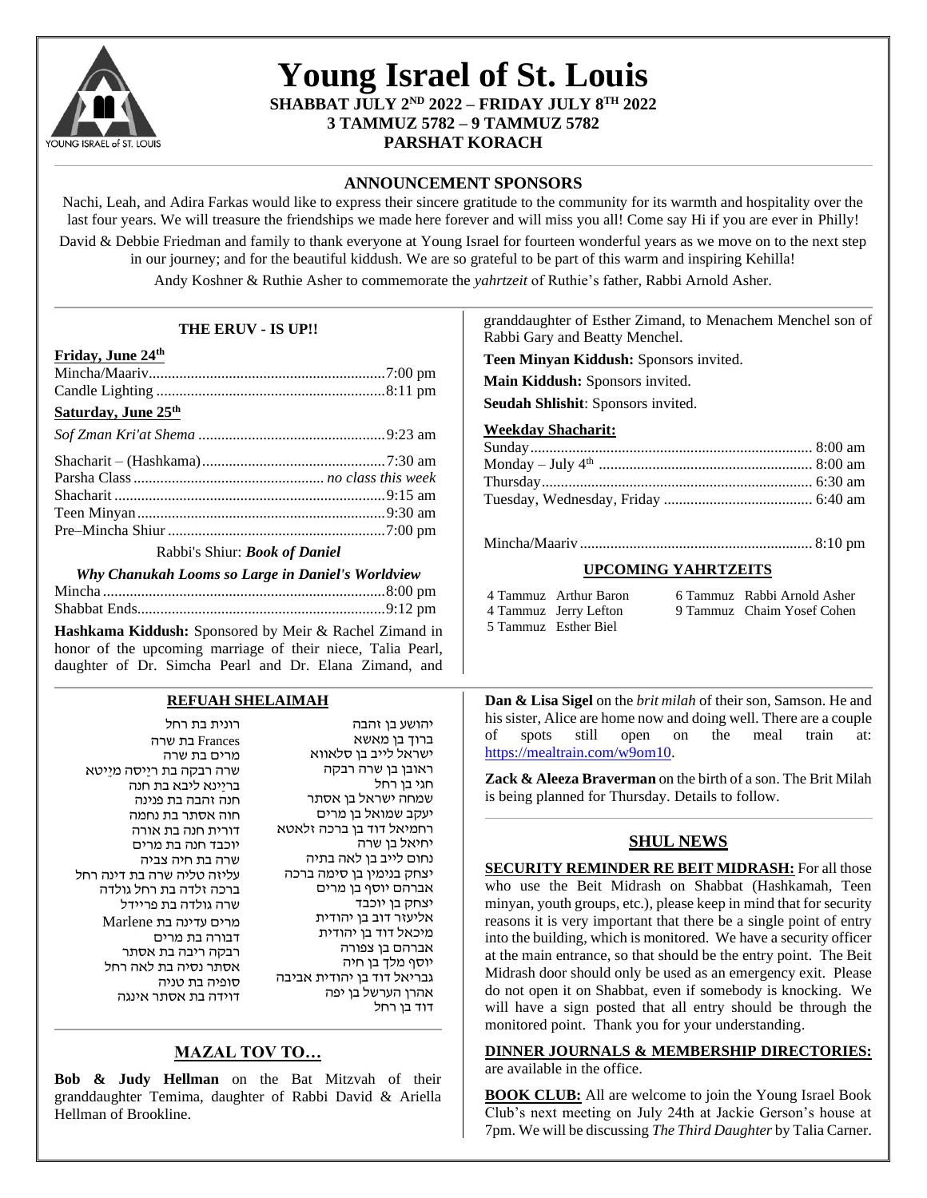# Young Israel of St. Louis

**SHABBAT JULY 2ND 2022 – FRIDAY JULY 8TH 2022**
**3 TAMMUZ 5782 – 9 TAMMUZ 5782**
**PARSHAT KORACH**

## ANNOUNCEMENT SPONSORS

Nachi, Leah, and Adira Farkas would like to express their sincere gratitude to the community for its warmth and hospitality over the last four years. We will treasure the friendships we made here forever and will miss you all! Come say Hi if you are ever in Philly!

David & Debbie Friedman and family to thank everyone at Young Israel for fourteen wonderful years as we move on to the next step in our journey; and for the beautiful kiddush. We are so grateful to be part of this warm and inspiring Kehilla!

Andy Koshner & Ruthie Asher to commemorate the *yahrtzeit* of Ruthie's father, Rabbi Arnold Asher.

### THE ERUV - IS UP!!

**Friday, June 24th**

Mincha/Maariv....7:00 pm
Candle Lighting....8:11 pm

**Saturday, June 25th**

*Sof Zman Kri'at Shema* ....9:23 am

Shacharit – (Hashkama)....7:30 am
Parsha Class.... *no class this week*
Shacharit....9:15 am
Teen Minyan....9:30 am
Pre–Mincha Shiur....7:00 pm

Rabbi's Shiur: ***Book of Daniel***

***Why Chanukah Looms so Large in Daniel's Worldview***

Mincha....8:00 pm
Shabbat Ends....9:12 pm

**Hashkama Kiddush:** Sponsored by Meir & Rachel Zimand in honor of the upcoming marriage of their niece, Talia Pearl, daughter of Dr. Simcha Pearl and Dr. Elana Zimand, and granddaughter of Esther Zimand, to Menachem Menchel son of Rabbi Gary and Beatty Menchel.

**Teen Minyan Kiddush:** Sponsors invited.

**Main Kiddush:** Sponsors invited.

**Seudah Shlishit**: Sponsors invited.

**Weekday Shacharit:**

Sunday....8:00 am
Monday – July 4th....8:00 am
Thursday....6:30 am
Tuesday, Wednesday, Friday....6:40 am

Mincha/Maariv....8:10 pm

### UPCOMING YAHRTZEITS

4 Tammuz Arthur Baron
4 Tammuz Jerry Lefton
5 Tammuz Esther Biel
6 Tammuz Rabbi Arnold Asher
9 Tammuz Chaim Yosef Cohen

### REFUAH SHELAIMAH

יהושע בן זהבה
ברוך בן מאשא
ישראל לייב בן סלאווא
ראובן בן שרה רבקה
חגי בן רחל
שמחה ישראל בן אסתר
יעקב שמואל בן מרים
רחמיאל דוד בן ברכה זלאטא
יחיאל בן שרה
נחום לייב בן לאה בתיה
יצחק בנימין בן סימה ברכה
אברהם יוסף בן מרים
יצחק בן יוכבד
אליעזר דוב בן יהודית
מיכאל דוד בן יהודית
אברהם בן צפורה
יוסף מלך בן חיה
גבריאל דוד בן יהודית אביבה
אהרן הערשל בן יפה
דוד בן רחל

רונית בת רחל
Frances בת שרה
מרים בת שרה
שרה רבקה בת רייסה מייטא
בריינא ליבא בת חנה
חנה זהבה בת פנינה
חוה אסתר בת נחמה
דורית חנה בת אורה
יוכבד חנה בת מרים
שרה בת חיה צביה
עליזה טליה שרה בת דינה רחל
ברכה זלדה בת רחל גולדה
שרה גולדה בת פריידל
מרים עדינה בת Marlene
דבורה בת מרים
רבקה ריבה בת אסתר
אסתר נסיה בת לאה רחל
סופיה בת טניה
דוידה בת אסתר אינגה

### MAZAL TOV TO…

**Bob & Judy Hellman** on the Bat Mitzvah of their granddaughter Temima, daughter of Rabbi David & Ariella Hellman of Brookline.

**Dan & Lisa Sigel** on the *brit milah* of their son, Samson. He and his sister, Alice are home now and doing well. There are a couple of spots still open on the meal train at: https://mealtrain.com/w9om10.

**Zack & Aleeza Braverman** on the birth of a son. The Brit Milah is being planned for Thursday. Details to follow.

### SHUL NEWS

**SECURITY REMINDER RE BEIT MIDRASH:** For all those who use the Beit Midrash on Shabbat (Hashkamah, Teen minyan, youth groups, etc.), please keep in mind that for security reasons it is very important that there be a single point of entry into the building, which is monitored. We have a security officer at the main entrance, so that should be the entry point. The Beit Midrash door should only be used as an emergency exit. Please do not open it on Shabbat, even if somebody is knocking. We will have a sign posted that all entry should be through the monitored point. Thank you for your understanding.

**DINNER JOURNALS & MEMBERSHIP DIRECTORIES:** are available in the office.

**BOOK CLUB:** All are welcome to join the Young Israel Book Club's next meeting on July 24th at Jackie Gerson's house at 7pm. We will be discussing *The Third Daughter* by Talia Carner.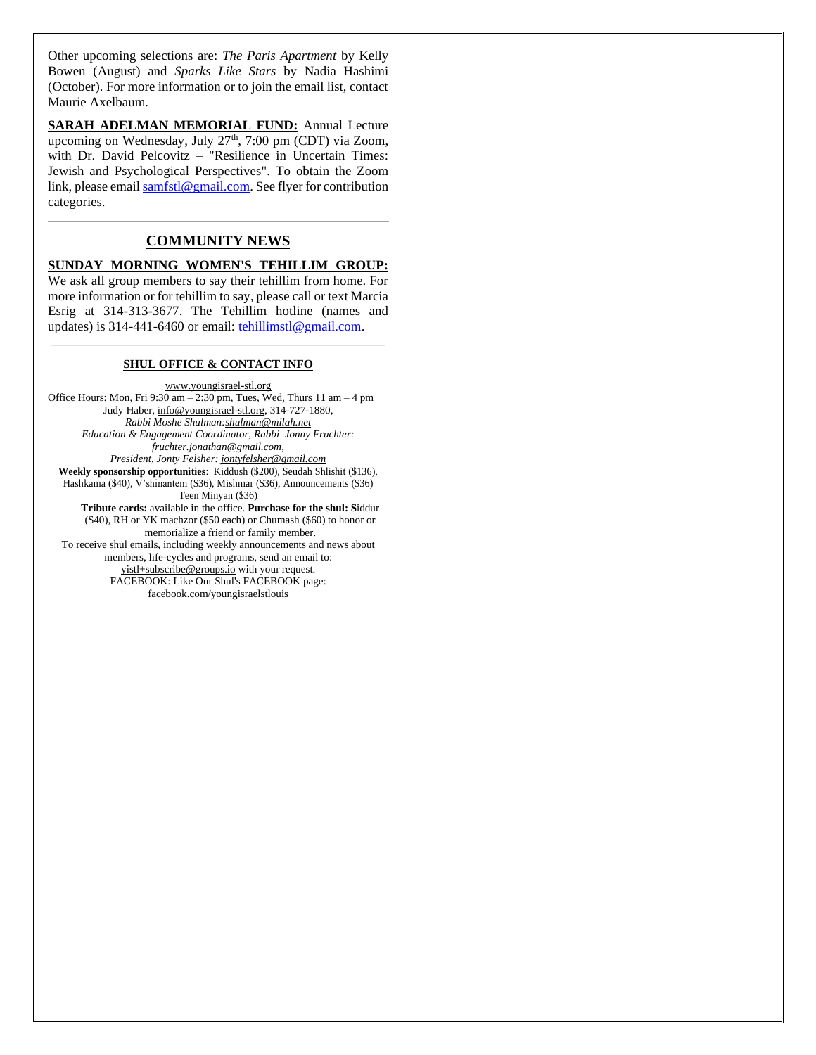Other upcoming selections are: *The Paris Apartment* by Kelly Bowen (August) and *Sparks Like Stars* by Nadia Hashimi (October). For more information or to join the email list, contact Maurie Axelbaum.

**SARAH ADELMAN MEMORIAL FUND:** Annual Lecture upcoming on Wednesday, July 27th, 7:00 pm (CDT) via Zoom, with Dr. David Pelcovitz – "Resilience in Uncertain Times: Jewish and Psychological Perspectives". To obtain the Zoom link, please email samfstl@gmail.com. See flyer for contribution categories.

---

## COMMUNITY NEWS

**SUNDAY MORNING WOMEN'S TEHILLIM GROUP:** We ask all group members to say their tehillim from home. For more information or for tehillim to say, please call or text Marcia Esrig at 314-313-3677. The Tehillim hotline (names and updates) is 314-441-6460 or email: tehillimstl@gmail.com.

---

### SHUL OFFICE & CONTACT INFO

www.youngisrael-stl.org

Office Hours: Mon, Fri 9:30 am – 2:30 pm, Tues, Wed, Thurs 11 am – 4 pm

Judy Haber, info@youngisrael-stl.org, 314-727-1880,

*Rabbi Moshe Shulman:shulman@milah.net*

*Education & Engagement Coordinator, Rabbi Jonny Fruchter: fruchter.jonathan@gmail.com,*

*President, Jonty Felsher: jontyfelsher@gmail.com*

**Weekly sponsorship opportunities**: Kiddush ($200), Seudah Shlishit ($136), Hashkama ($40), V'shinantem ($36), Mishmar ($36), Announcements ($36) Teen Minyan ($36)

**Tribute cards:** available in the office. **Purchase for the shul: S**iddur ($40), RH or YK machzor ($50 each) or Chumash ($60) to honor or memorialize a friend or family member.

To receive shul emails, including weekly announcements and news about members, life-cycles and programs, send an email to: yistl+subscribe@groups.io with your request.

FACEBOOK: Like Our Shul's FACEBOOK page: facebook.com/youngisraelstlouis